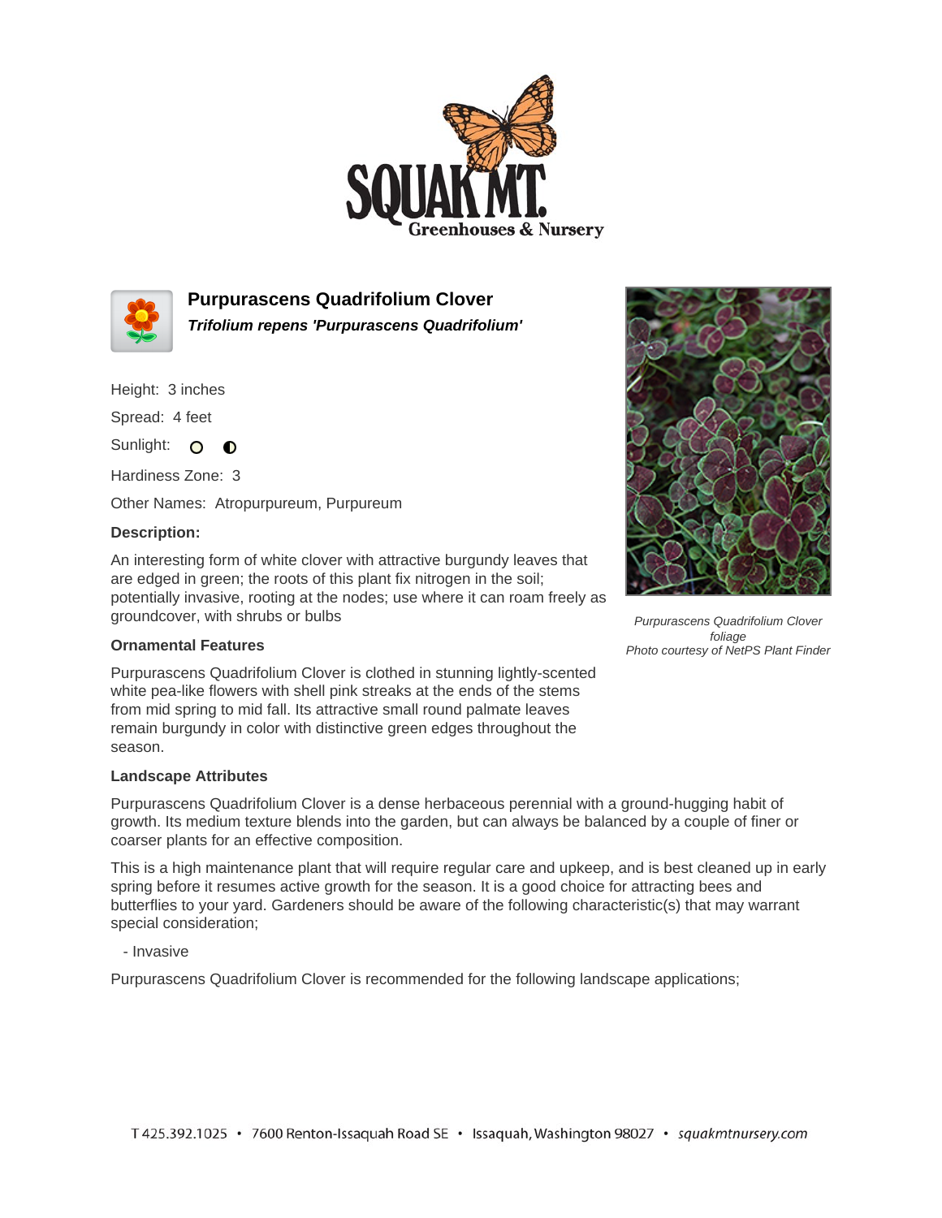# Purpurascens Quadrifolium Clover

***Trifolium repens 'Purpurascens Quadrifolium'***

Height: 3 inches

Spread: 4 feet

Sunlight: ○ ◐

Hardiness Zone: 3

Other Names: Atropurpureum, Purpureum

**Description:**

An interesting form of white clover with attractive burgundy leaves that are edged in green; the roots of this plant fix nitrogen in the soil; potentially invasive, rooting at the nodes; use where it can roam freely as groundcover, with shrubs or bulbs

*Purpurascens Quadrifolium Clover foliage*
*Photo courtesy of NetPS Plant Finder*

**Ornamental Features**

Purpurascens Quadrifolium Clover is clothed in stunning lightly-scented white pea-like flowers with shell pink streaks at the ends of the stems from mid spring to mid fall. Its attractive small round palmate leaves remain burgundy in color with distinctive green edges throughout the season.

**Landscape Attributes**

Purpurascens Quadrifolium Clover is a dense herbaceous perennial with a ground-hugging habit of growth. Its medium texture blends into the garden, but can always be balanced by a couple of finer or coarser plants for an effective composition.

This is a high maintenance plant that will require regular care and upkeep, and is best cleaned up in early spring before it resumes active growth for the season. It is a good choice for attracting bees and butterflies to your yard. Gardeners should be aware of the following characteristic(s) that may warrant special consideration;

- Invasive

Purpurascens Quadrifolium Clover is recommended for the following landscape applications;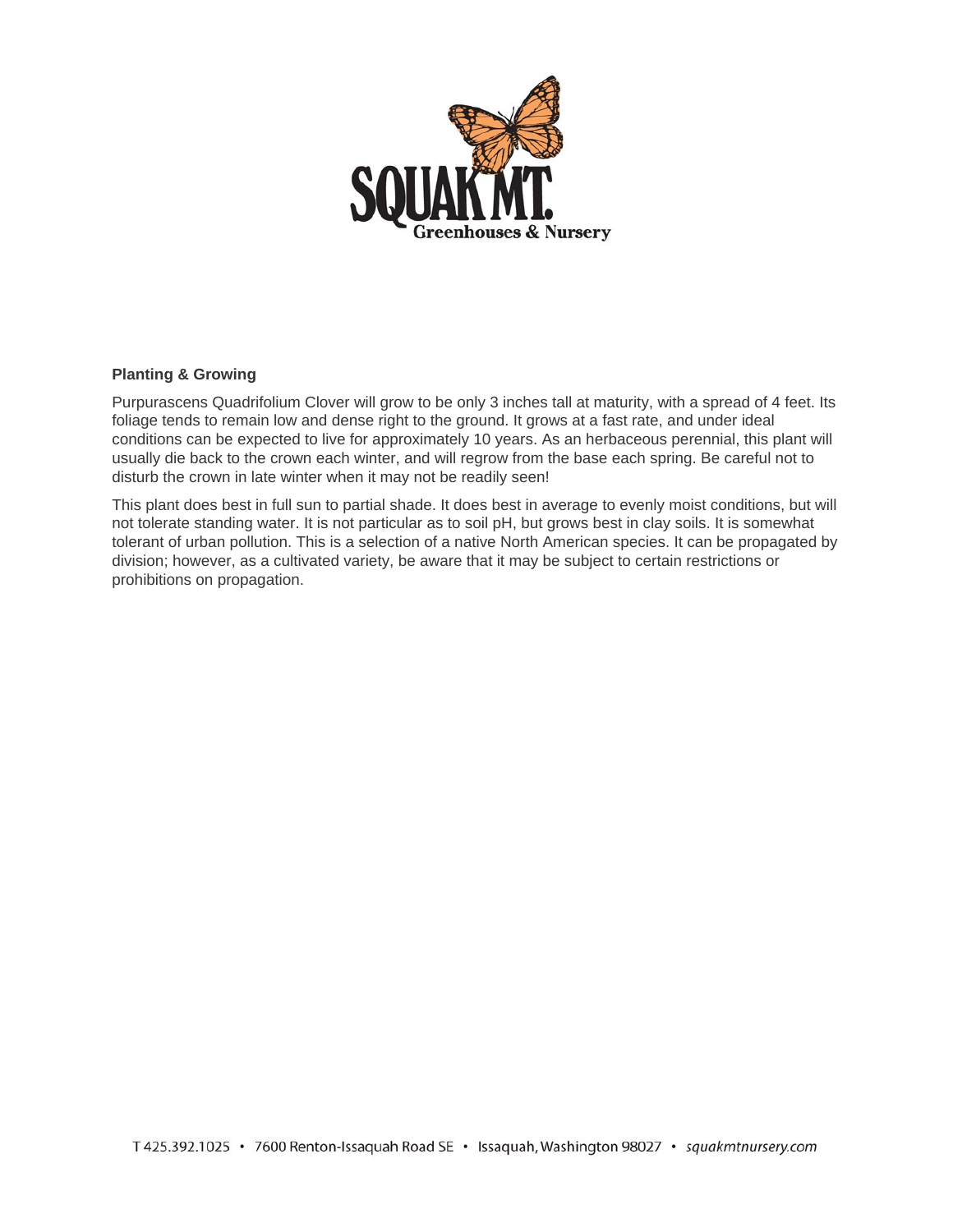**Planting & Growing**

Purpurascens Quadrifolium Clover will grow to be only 3 inches tall at maturity, with a spread of 4 feet. Its foliage tends to remain low and dense right to the ground. It grows at a fast rate, and under ideal conditions can be expected to live for approximately 10 years. As an herbaceous perennial, this plant will usually die back to the crown each winter, and will regrow from the base each spring. Be careful not to disturb the crown in late winter when it may not be readily seen!

This plant does best in full sun to partial shade. It does best in average to evenly moist conditions, but will not tolerate standing water. It is not particular as to soil pH, but grows best in clay soils. It is somewhat tolerant of urban pollution. This is a selection of a native North American species. It can be propagated by division; however, as a cultivated variety, be aware that it may be subject to certain restrictions or prohibitions on propagation.